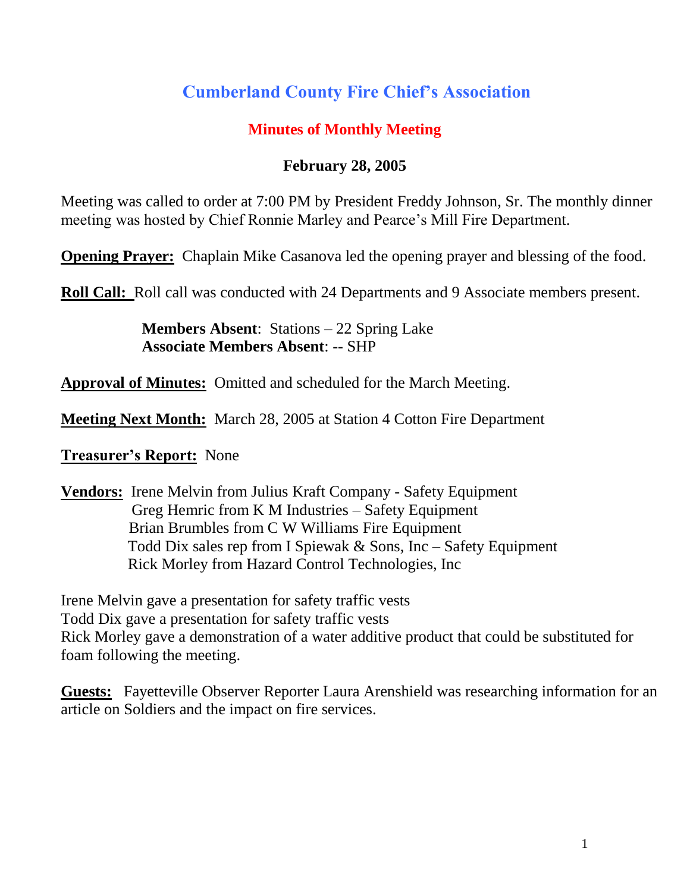# Cumberland County Fire Chief's Association

## Minutes of Monthly Meeting

### February 28, 2005

Meeting was called to order at 7:00 PM by President Freddy Johnson, Sr. The monthly dinner meeting was hosted by Chief Ronnie Marley and Pearce's Mill Fire Department.

**Opening Prayer:** Chaplain Mike Casanova led the opening prayer and blessing of the food.

**Roll Call:** Roll call was conducted with 24 Departments and 9 Associate members present.

**Members Absent**: Stations – 22 Spring Lake
**Associate Members Absent**: -- SHP

**Approval of Minutes:** Omitted and scheduled for the March Meeting.

**Meeting Next Month:** March 28, 2005 at Station 4 Cotton Fire Department

**Treasurer's Report:** None

**Vendors:** Irene Melvin from Julius Kraft Company - Safety Equipment
Greg Hemric from K M Industries – Safety Equipment
Brian Brumbles from C W Williams Fire Equipment
Todd Dix sales rep from I Spiewak & Sons, Inc – Safety Equipment
Rick Morley from Hazard Control Technologies, Inc

Irene Melvin gave a presentation for safety traffic vests
Todd Dix gave a presentation for safety traffic vests
Rick Morley gave a demonstration of a water additive product that could be substituted for foam following the meeting.

**Guests:** Fayetteville Observer Reporter Laura Arenshield was researching information for an article on Soldiers and the impact on fire services.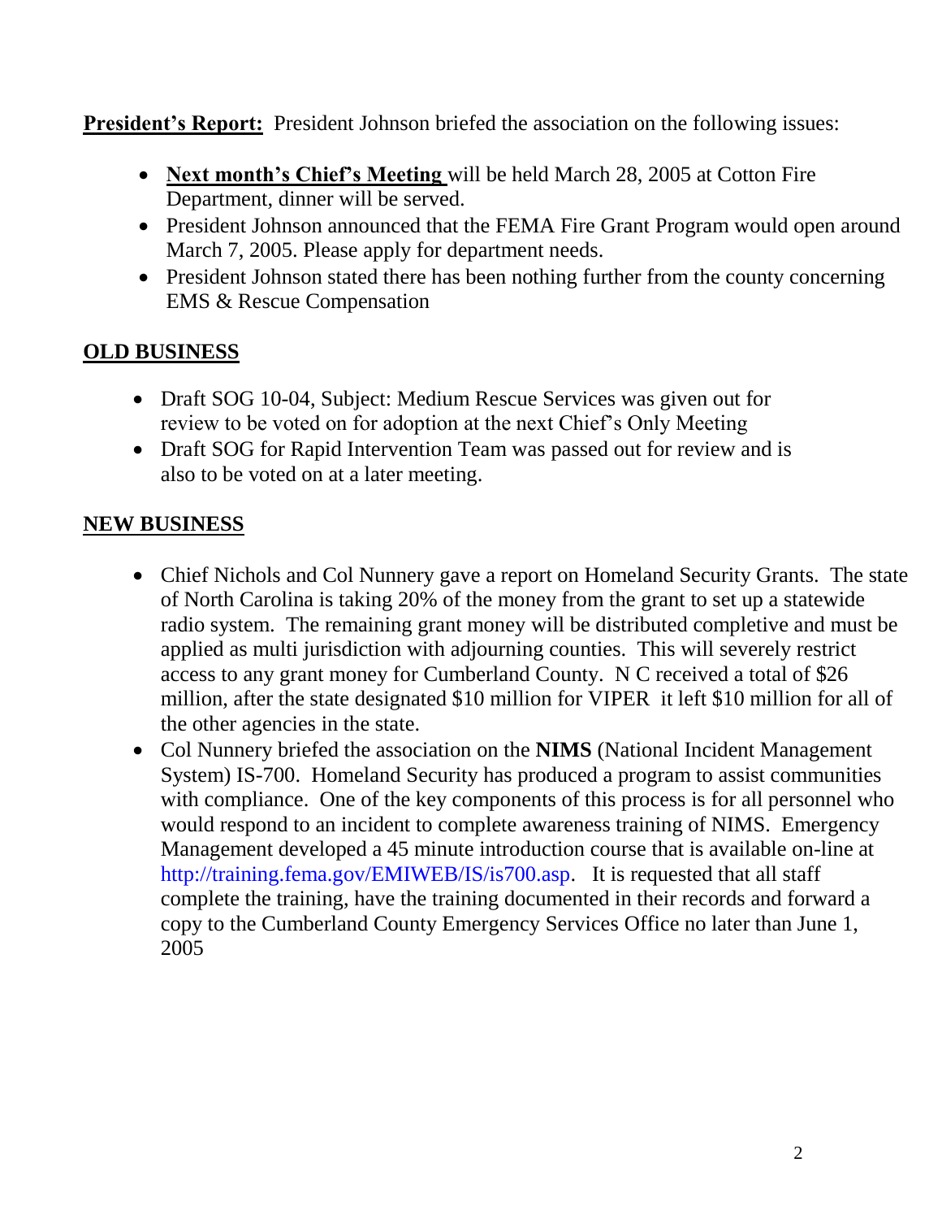**President's Report:** President Johnson briefed the association on the following issues:

- **Next month's Chief's Meeting** will be held March 28, 2005 at Cotton Fire Department, dinner will be served.
- President Johnson announced that the FEMA Fire Grant Program would open around March 7, 2005. Please apply for department needs.
- President Johnson stated there has been nothing further from the county concerning EMS & Rescue Compensation

**OLD BUSINESS**

- Draft SOG 10-04, Subject: Medium Rescue Services was given out for review to be voted on for adoption at the next Chief's Only Meeting
- Draft SOG for Rapid Intervention Team was passed out for review and is also to be voted on at a later meeting.

**NEW BUSINESS**

- Chief Nichols and Col Nunnery gave a report on Homeland Security Grants. The state of North Carolina is taking 20% of the money from the grant to set up a statewide radio system. The remaining grant money will be distributed completive and must be applied as multi jurisdiction with adjourning counties. This will severely restrict access to any grant money for Cumberland County. N C received a total of $26 million, after the state designated $10 million for VIPER it left $10 million for all of the other agencies in the state.
- Col Nunnery briefed the association on the **NIMS** (National Incident Management System) IS-700. Homeland Security has produced a program to assist communities with compliance. One of the key components of this process is for all personnel who would respond to an incident to complete awareness training of NIMS. Emergency Management developed a 45 minute introduction course that is available on-line at http://training.fema.gov/EMIWEB/IS/is700.asp. It is requested that all staff complete the training, have the training documented in their records and forward a copy to the Cumberland County Emergency Services Office no later than June 1, 2005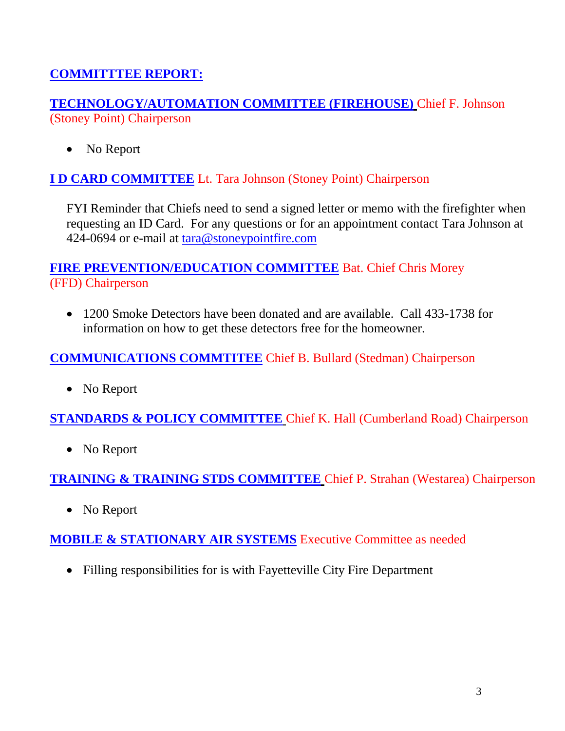## COMMITTTEE REPORT:

**TECHNOLOGY/AUTOMATION COMMITTEE (FIREHOUSE)** Chief F. Johnson (Stoney Point) Chairperson

- No Report

**I D CARD COMMITTEE** Lt. Tara Johnson (Stoney Point) Chairperson

FYI Reminder that Chiefs need to send a signed letter or memo with the firefighter when requesting an ID Card. For any questions or for an appointment contact Tara Johnson at 424-0694 or e-mail at tara@stoneypointfire.com

**FIRE PREVENTION/EDUCATION COMMITTEE** Bat. Chief Chris Morey (FFD) Chairperson

- 1200 Smoke Detectors have been donated and are available. Call 433-1738 for information on how to get these detectors free for the homeowner.

**COMMUNICATIONS COMMTITEE** Chief B. Bullard (Stedman) Chairperson

- No Report

**STANDARDS & POLICY COMMITTEE** Chief K. Hall (Cumberland Road) Chairperson

- No Report

**TRAINING & TRAINING STDS COMMITTEE** Chief P. Strahan (Westarea) Chairperson

- No Report

**MOBILE & STATIONARY AIR SYSTEMS** Executive Committee as needed

- Filling responsibilities for is with Fayetteville City Fire Department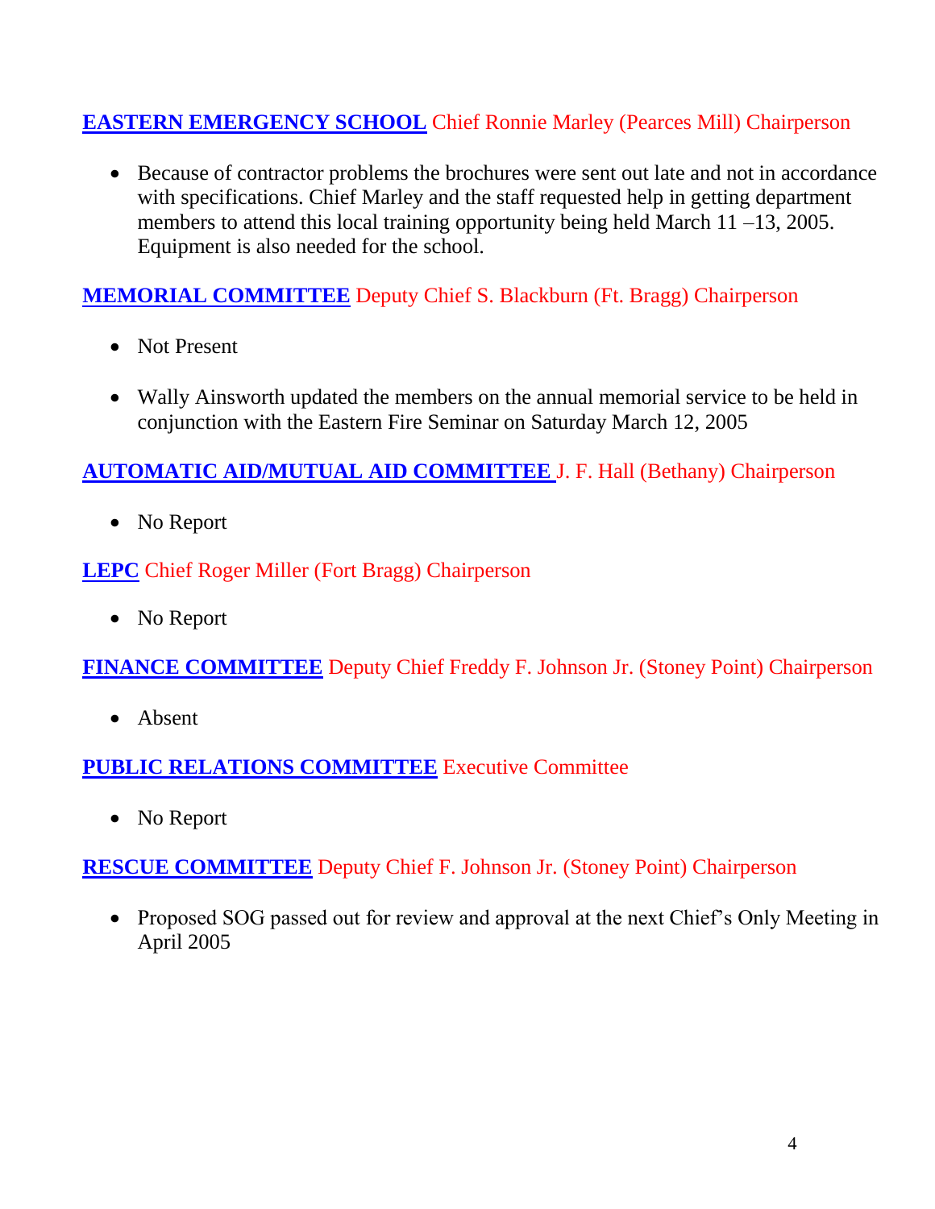**EASTERN EMERGENCY SCHOOL** Chief Ronnie Marley (Pearces Mill) Chairperson

- Because of contractor problems the brochures were sent out late and not in accordance with specifications. Chief Marley and the staff requested help in getting department members to attend this local training opportunity being held March 11 –13, 2005. Equipment is also needed for the school.

**MEMORIAL COMMITTEE** Deputy Chief S. Blackburn (Ft. Bragg) Chairperson

- Not Present

- Wally Ainsworth updated the members on the annual memorial service to be held in conjunction with the Eastern Fire Seminar on Saturday March 12, 2005

**AUTOMATIC AID/MUTUAL AID COMMITTEE** J. F. Hall (Bethany) Chairperson

- No Report

**LEPC** Chief Roger Miller (Fort Bragg) Chairperson

- No Report

**FINANCE COMMITTEE** Deputy Chief Freddy F. Johnson Jr. (Stoney Point) Chairperson

- Absent

**PUBLIC RELATIONS COMMITTEE** Executive Committee

- No Report

**RESCUE COMMITTEE** Deputy Chief F. Johnson Jr. (Stoney Point) Chairperson

- Proposed SOG passed out for review and approval at the next Chief's Only Meeting in April 2005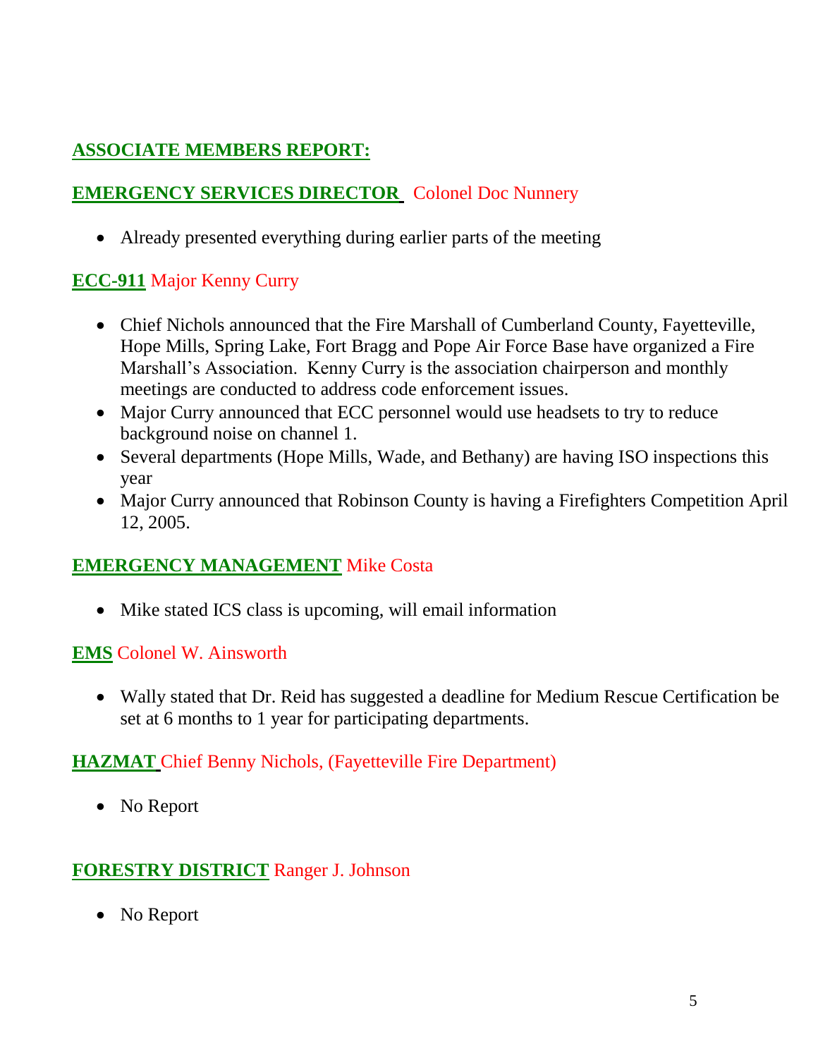## ASSOCIATE MEMBERS REPORT:

### EMERGENCY SERVICES DIRECTOR Colonel Doc Nunnery

- Already presented everything during earlier parts of the meeting

### ECC-911 Major Kenny Curry

- Chief Nichols announced that the Fire Marshall of Cumberland County, Fayetteville, Hope Mills, Spring Lake, Fort Bragg and Pope Air Force Base have organized a Fire Marshall's Association. Kenny Curry is the association chairperson and monthly meetings are conducted to address code enforcement issues.
- Major Curry announced that ECC personnel would use headsets to try to reduce background noise on channel 1.
- Several departments (Hope Mills, Wade, and Bethany) are having ISO inspections this year
- Major Curry announced that Robinson County is having a Firefighters Competition April 12, 2005.

### EMERGENCY MANAGEMENT Mike Costa

- Mike stated ICS class is upcoming, will email information

### EMS Colonel W. Ainsworth

- Wally stated that Dr. Reid has suggested a deadline for Medium Rescue Certification be set at 6 months to 1 year for participating departments.

### HAZMAT Chief Benny Nichols, (Fayetteville Fire Department)

- No Report

### FORESTRY DISTRICT Ranger J. Johnson

- No Report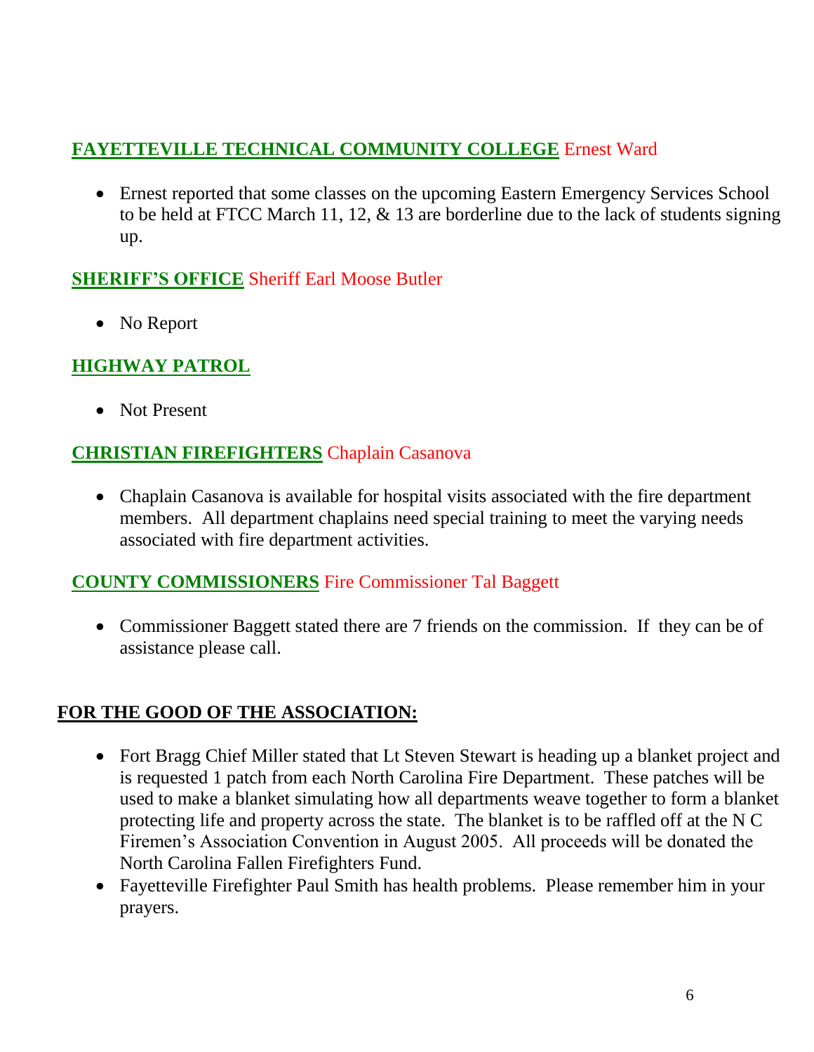**FAYETTEVILLE TECHNICAL COMMUNITY COLLEGE** Ernest Ward

- Ernest reported that some classes on the upcoming Eastern Emergency Services School to be held at FTCC March 11, 12, & 13 are borderline due to the lack of students signing up.

**SHERIFF'S OFFICE** Sheriff Earl Moose Butler

- No Report

**HIGHWAY PATROL**

- Not Present

**CHRISTIAN FIREFIGHTERS** Chaplain Casanova

- Chaplain Casanova is available for hospital visits associated with the fire department members. All department chaplains need special training to meet the varying needs associated with fire department activities.

**COUNTY COMMISSIONERS** Fire Commissioner Tal Baggett

- Commissioner Baggett stated there are 7 friends on the commission. If they can be of assistance please call.

## FOR THE GOOD OF THE ASSOCIATION:

- Fort Bragg Chief Miller stated that Lt Steven Stewart is heading up a blanket project and is requested 1 patch from each North Carolina Fire Department. These patches will be used to make a blanket simulating how all departments weave together to form a blanket protecting life and property across the state. The blanket is to be raffled off at the N C Firemen's Association Convention in August 2005. All proceeds will be donated the North Carolina Fallen Firefighters Fund.
- Fayetteville Firefighter Paul Smith has health problems. Please remember him in your prayers.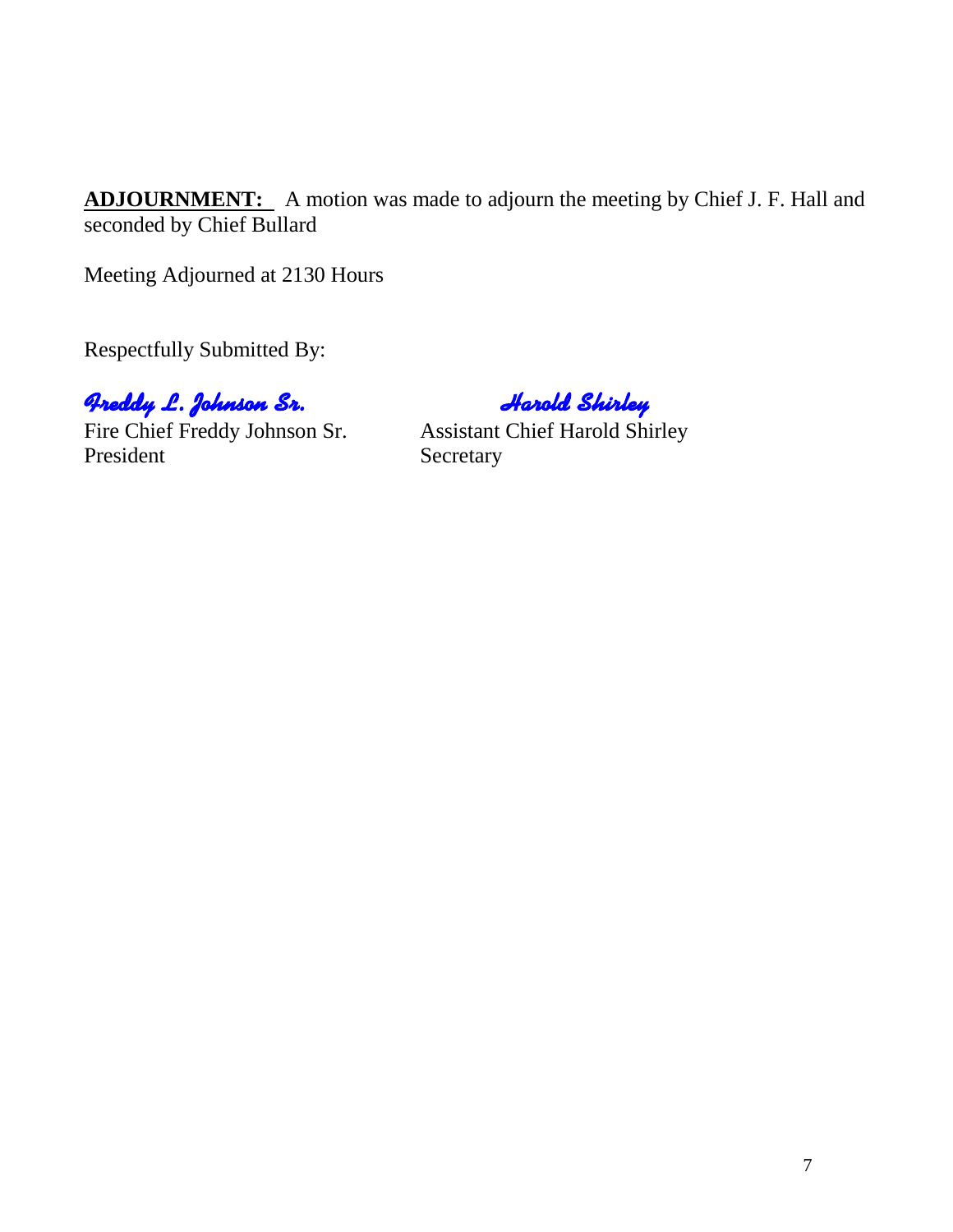**ADJOURNMENT:** A motion was made to adjourn the meeting by Chief J. F. Hall and seconded by Chief Bullard

Meeting Adjourned at 2130 Hours

Respectfully Submitted By:

*Freddy L. Johnson Sr.*  
Fire Chief Freddy Johnson Sr.  
President

*Harold Shirley*  
Assistant Chief Harold Shirley  
Secretary